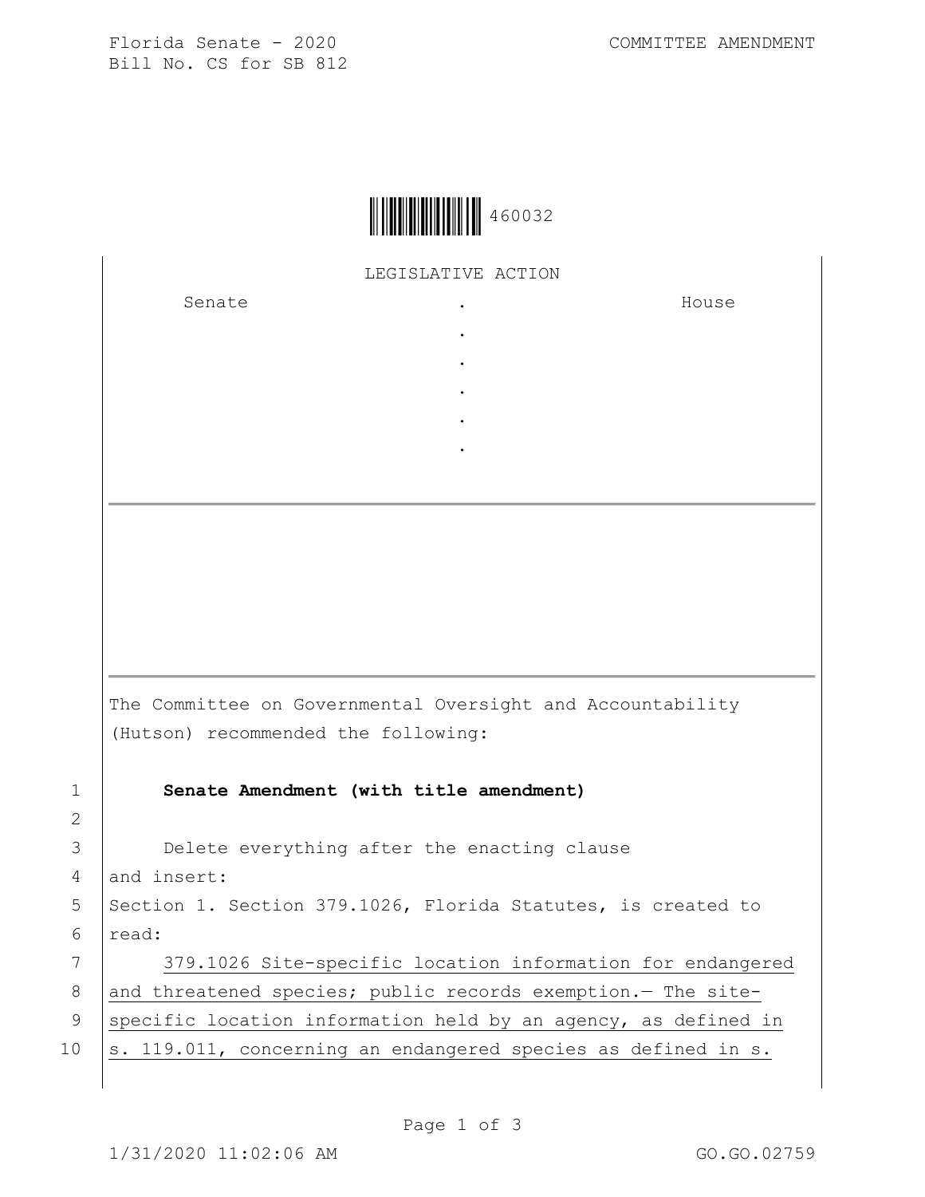Florida Senate - 2020
Bill No. CS for SB 812

COMMITTEE AMENDMENT

460032

LEGISLATIVE ACTION

| Senate | . | House |
|---|---|---|
| | . | |
| | . | |
| | . | |
| | . | |
| | . | |

The Committee on Governmental Oversight and Accountability (Hutson) recommended the following:

**Senate Amendment (with title amendment)**

Delete everything after the enacting clause and insert:

Section 1. Section 379.1026, Florida Statutes, is created to read:

379.1026 Site-specific location information for endangered and threatened species; public records exemption.— The site-specific location information held by an agency, as defined in s. 119.011, concerning an endangered species as defined in s.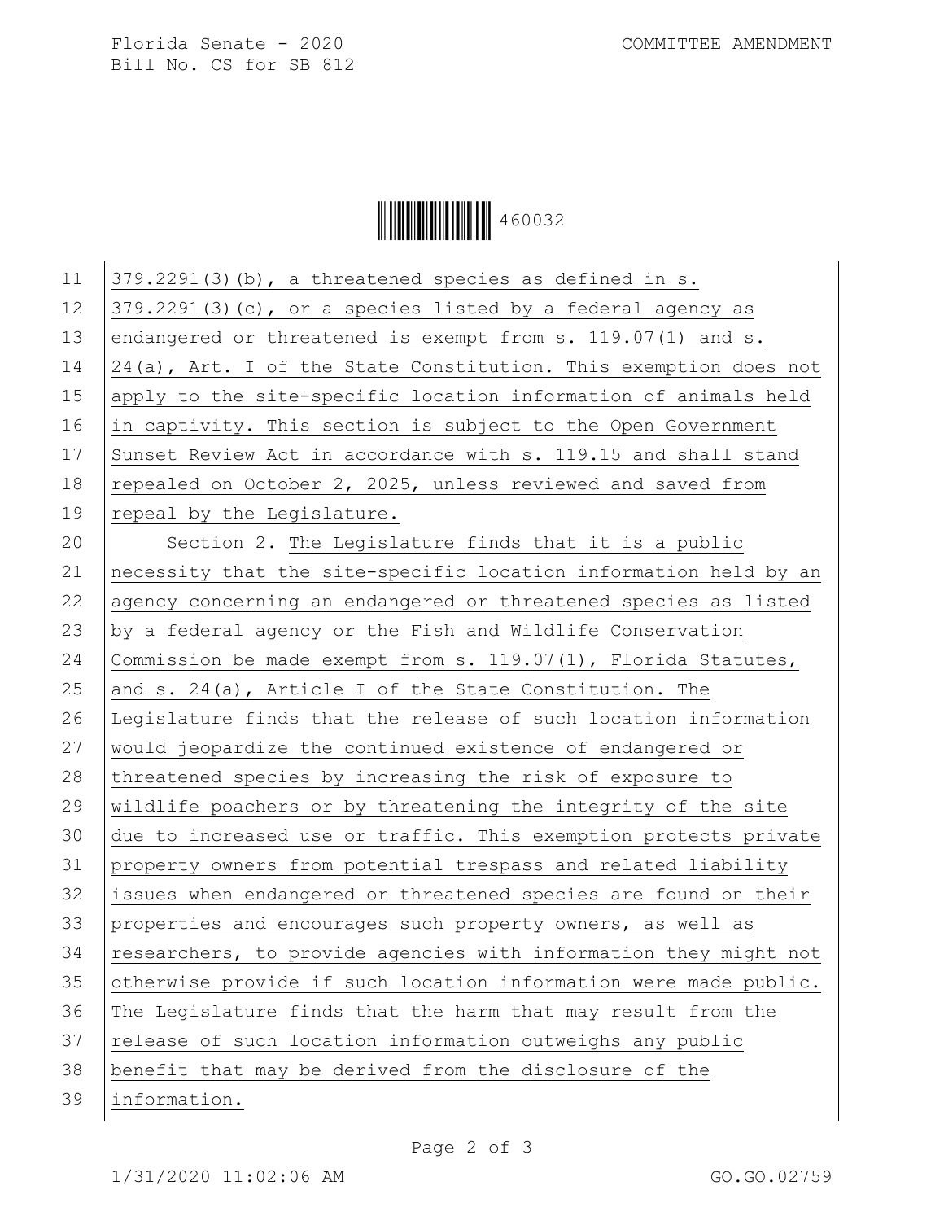379.2291(3)(b), a threatened species as defined in s. 379.2291(3)(c), or a species listed by a federal agency as endangered or threatened is exempt from s. 119.07(1) and s. 24(a), Art. I of the State Constitution. This exemption does not apply to the site-specific location information of animals held in captivity. This section is subject to the Open Government Sunset Review Act in accordance with s. 119.15 and shall stand repealed on October 2, 2025, unless reviewed and saved from repeal by the Legislature.

Section 2. The Legislature finds that it is a public necessity that the site-specific location information held by an agency concerning an endangered or threatened species as listed by a federal agency or the Fish and Wildlife Conservation Commission be made exempt from s. 119.07(1), Florida Statutes, and s. 24(a), Article I of the State Constitution. The Legislature finds that the release of such location information would jeopardize the continued existence of endangered or threatened species by increasing the risk of exposure to wildlife poachers or by threatening the integrity of the site due to increased use or traffic. This exemption protects private property owners from potential trespass and related liability issues when endangered or threatened species are found on their properties and encourages such property owners, as well as researchers, to provide agencies with information they might not otherwise provide if such location information were made public. The Legislature finds that the harm that may result from the release of such location information outweighs any public benefit that may be derived from the disclosure of the information.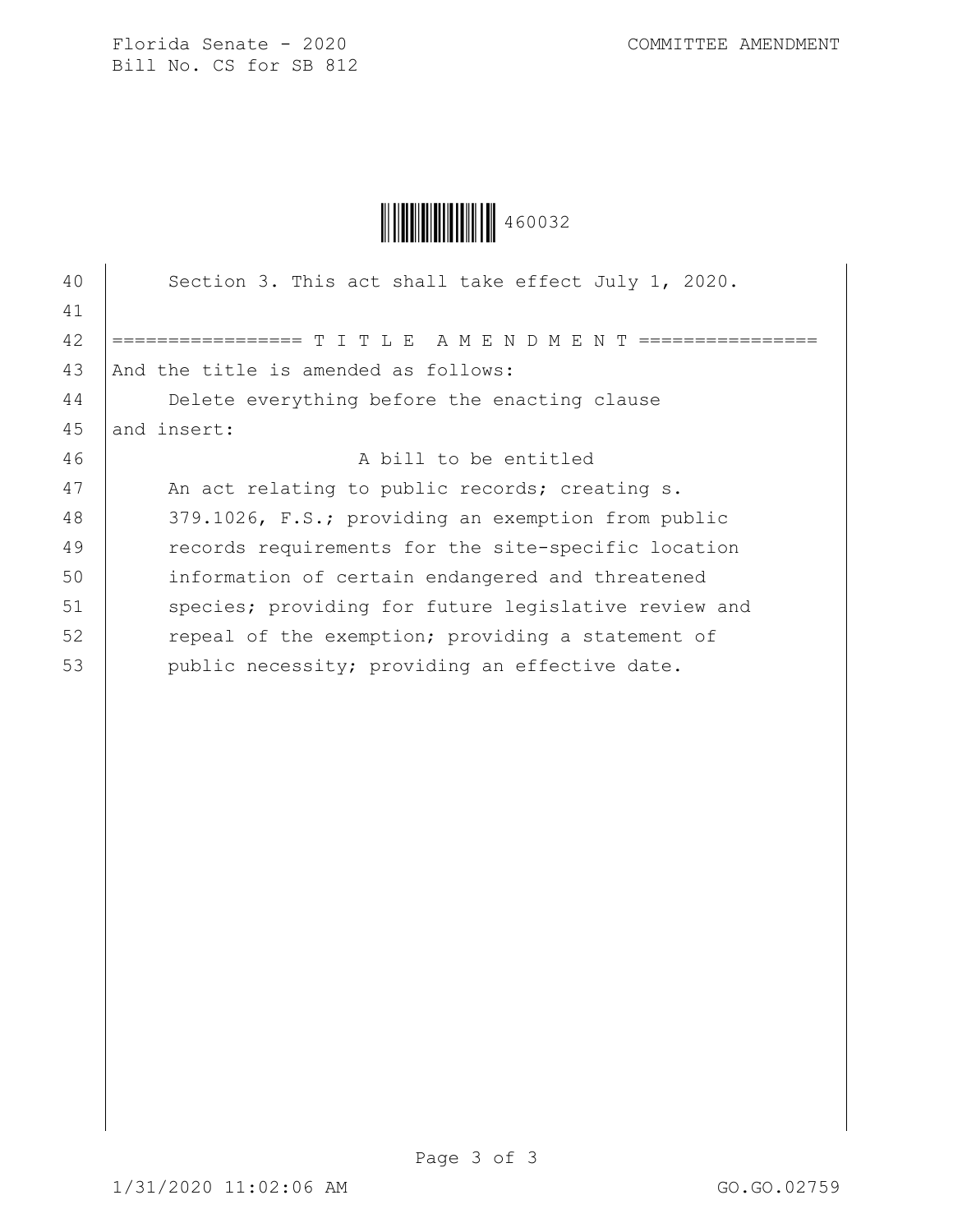Section 3. This act shall take effect July 1, 2020.

================= T I T L E A M E N D M E N T ================

And the title is amended as follows:

Delete everything before the enacting clause

and insert:

A bill to be entitled

An act relating to public records; creating s. 379.1026, F.S.; providing an exemption from public records requirements for the site-specific location information of certain endangered and threatened species; providing for future legislative review and repeal of the exemption; providing a statement of public necessity; providing an effective date.